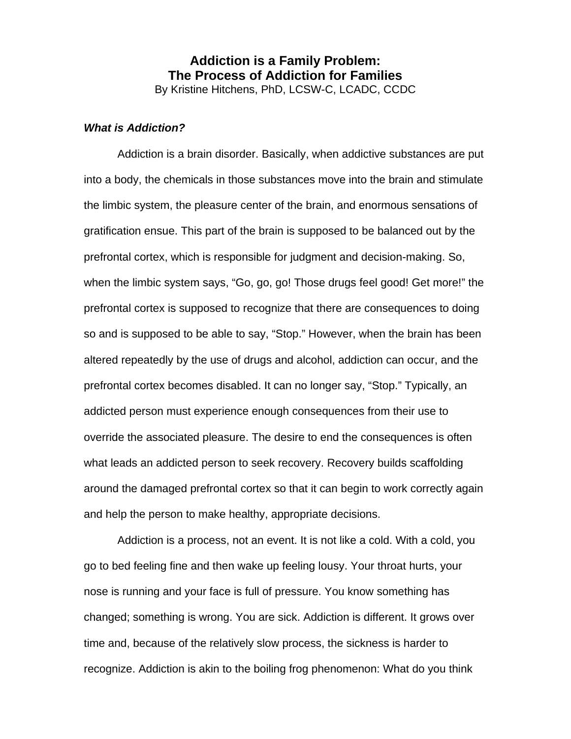# Addiction is a Family Problem: The Process of Addiction for Families

By Kristine Hitchens, PhD, LCSW-C, LCADC, CCDC

### *What is Addiction?*

Addiction is a brain disorder. Basically, when addictive substances are put into a body, the chemicals in those substances move into the brain and stimulate the limbic system, the pleasure center of the brain, and enormous sensations of gratification ensue. This part of the brain is supposed to be balanced out by the prefrontal cortex, which is responsible for judgment and decision-making. So, when the limbic system says, "Go, go, go! Those drugs feel good! Get more!" the prefrontal cortex is supposed to recognize that there are consequences to doing so and is supposed to be able to say, "Stop." However, when the brain has been altered repeatedly by the use of drugs and alcohol, addiction can occur, and the prefrontal cortex becomes disabled. It can no longer say, "Stop." Typically, an addicted person must experience enough consequences from their use to override the associated pleasure. The desire to end the consequences is often what leads an addicted person to seek recovery. Recovery builds scaffolding around the damaged prefrontal cortex so that it can begin to work correctly again and help the person to make healthy, appropriate decisions.

Addiction is a process, not an event. It is not like a cold. With a cold, you go to bed feeling fine and then wake up feeling lousy. Your throat hurts, your nose is running and your face is full of pressure. You know something has changed; something is wrong. You are sick. Addiction is different. It grows over time and, because of the relatively slow process, the sickness is harder to recognize. Addiction is akin to the boiling frog phenomenon: What do you think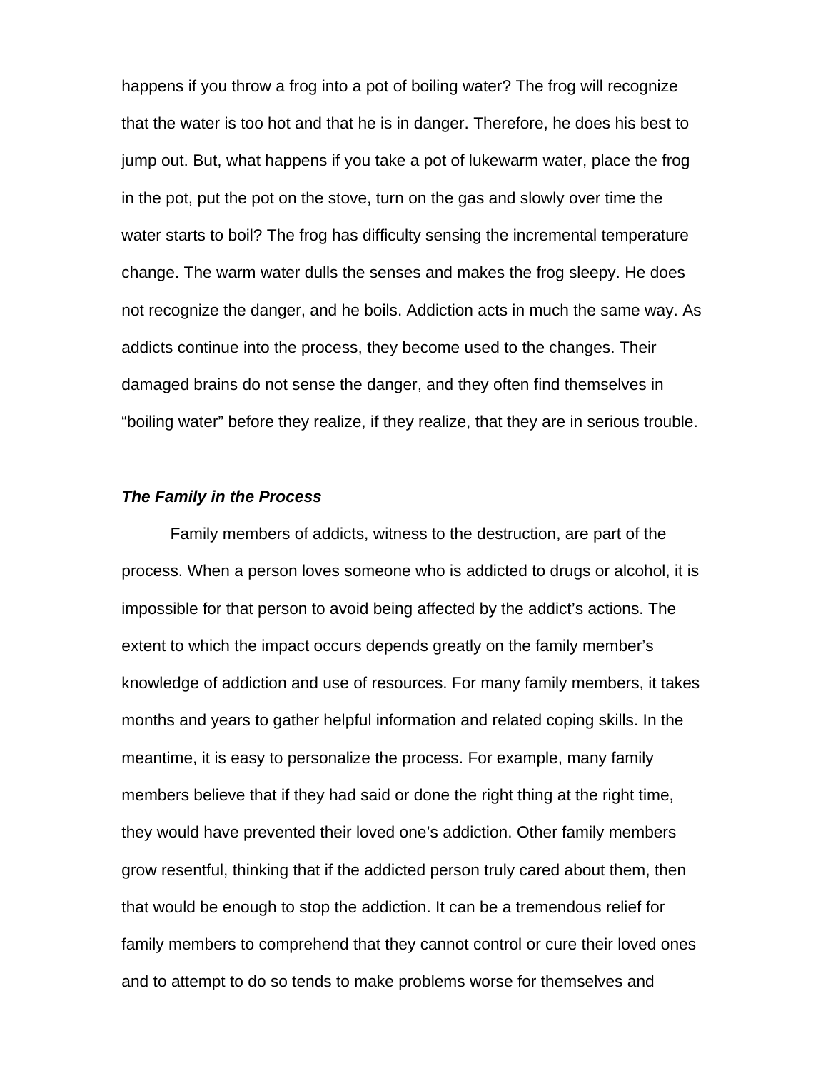happens if you throw a frog into a pot of boiling water? The frog will recognize that the water is too hot and that he is in danger. Therefore, he does his best to jump out. But, what happens if you take a pot of lukewarm water, place the frog in the pot, put the pot on the stove, turn on the gas and slowly over time the water starts to boil? The frog has difficulty sensing the incremental temperature change. The warm water dulls the senses and makes the frog sleepy. He does not recognize the danger, and he boils. Addiction acts in much the same way. As addicts continue into the process, they become used to the changes. Their damaged brains do not sense the danger, and they often find themselves in "boiling water" before they realize, if they realize, that they are in serious trouble.

***The Family in the Process***

Family members of addicts, witness to the destruction, are part of the process. When a person loves someone who is addicted to drugs or alcohol, it is impossible for that person to avoid being affected by the addict's actions. The extent to which the impact occurs depends greatly on the family member's knowledge of addiction and use of resources. For many family members, it takes months and years to gather helpful information and related coping skills. In the meantime, it is easy to personalize the process. For example, many family members believe that if they had said or done the right thing at the right time, they would have prevented their loved one's addiction. Other family members grow resentful, thinking that if the addicted person truly cared about them, then that would be enough to stop the addiction. It can be a tremendous relief for family members to comprehend that they cannot control or cure their loved ones and to attempt to do so tends to make problems worse for themselves and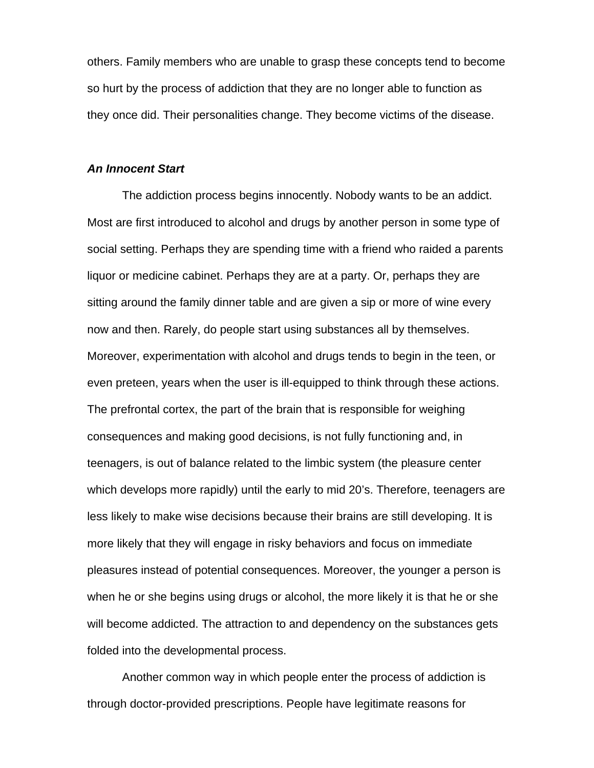others. Family members who are unable to grasp these concepts tend to become so hurt by the process of addiction that they are no longer able to function as they once did. Their personalities change. They become victims of the disease.

### ***An Innocent Start***

The addiction process begins innocently. Nobody wants to be an addict. Most are first introduced to alcohol and drugs by another person in some type of social setting. Perhaps they are spending time with a friend who raided a parents liquor or medicine cabinet. Perhaps they are at a party. Or, perhaps they are sitting around the family dinner table and are given a sip or more of wine every now and then. Rarely, do people start using substances all by themselves. Moreover, experimentation with alcohol and drugs tends to begin in the teen, or even preteen, years when the user is ill-equipped to think through these actions. The prefrontal cortex, the part of the brain that is responsible for weighing consequences and making good decisions, is not fully functioning and, in teenagers, is out of balance related to the limbic system (the pleasure center which develops more rapidly) until the early to mid 20's. Therefore, teenagers are less likely to make wise decisions because their brains are still developing. It is more likely that they will engage in risky behaviors and focus on immediate pleasures instead of potential consequences. Moreover, the younger a person is when he or she begins using drugs or alcohol, the more likely it is that he or she will become addicted. The attraction to and dependency on the substances gets folded into the developmental process.

Another common way in which people enter the process of addiction is through doctor-provided prescriptions. People have legitimate reasons for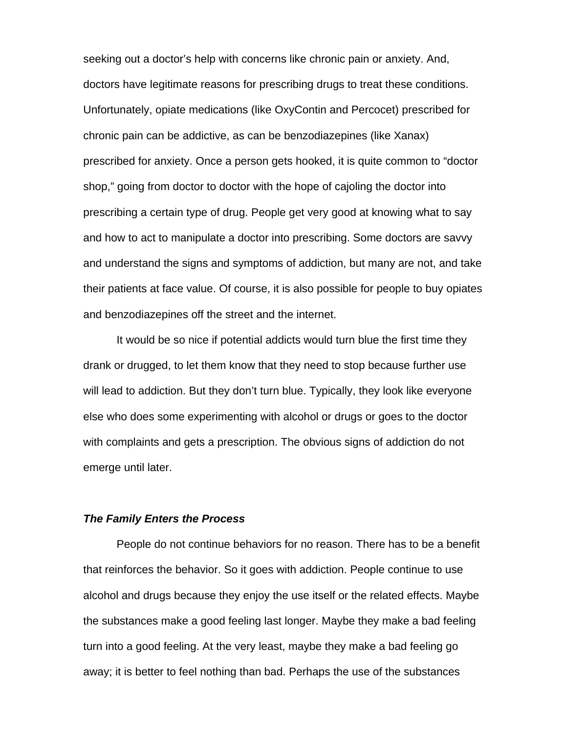seeking out a doctor's help with concerns like chronic pain or anxiety. And, doctors have legitimate reasons for prescribing drugs to treat these conditions. Unfortunately, opiate medications (like OxyContin and Percocet) prescribed for chronic pain can be addictive, as can be benzodiazepines (like Xanax) prescribed for anxiety. Once a person gets hooked, it is quite common to "doctor shop," going from doctor to doctor with the hope of cajoling the doctor into prescribing a certain type of drug. People get very good at knowing what to say and how to act to manipulate a doctor into prescribing. Some doctors are savvy and understand the signs and symptoms of addiction, but many are not, and take their patients at face value. Of course, it is also possible for people to buy opiates and benzodiazepines off the street and the internet.

It would be so nice if potential addicts would turn blue the first time they drank or drugged, to let them know that they need to stop because further use will lead to addiction. But they don't turn blue. Typically, they look like everyone else who does some experimenting with alcohol or drugs or goes to the doctor with complaints and gets a prescription. The obvious signs of addiction do not emerge until later.

### ***The Family Enters the Process***

People do not continue behaviors for no reason. There has to be a benefit that reinforces the behavior. So it goes with addiction. People continue to use alcohol and drugs because they enjoy the use itself or the related effects. Maybe the substances make a good feeling last longer. Maybe they make a bad feeling turn into a good feeling. At the very least, maybe they make a bad feeling go away; it is better to feel nothing than bad. Perhaps the use of the substances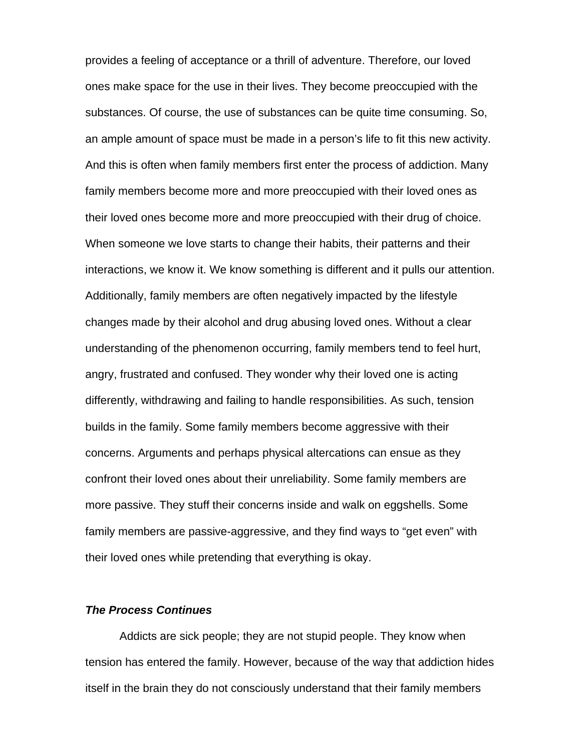provides a feeling of acceptance or a thrill of adventure. Therefore, our loved ones make space for the use in their lives. They become preoccupied with the substances. Of course, the use of substances can be quite time consuming. So, an ample amount of space must be made in a person's life to fit this new activity. And this is often when family members first enter the process of addiction. Many family members become more and more preoccupied with their loved ones as their loved ones become more and more preoccupied with their drug of choice. When someone we love starts to change their habits, their patterns and their interactions, we know it. We know something is different and it pulls our attention. Additionally, family members are often negatively impacted by the lifestyle changes made by their alcohol and drug abusing loved ones. Without a clear understanding of the phenomenon occurring, family members tend to feel hurt, angry, frustrated and confused. They wonder why their loved one is acting differently, withdrawing and failing to handle responsibilities. As such, tension builds in the family. Some family members become aggressive with their concerns. Arguments and perhaps physical altercations can ensue as they confront their loved ones about their unreliability. Some family members are more passive. They stuff their concerns inside and walk on eggshells. Some family members are passive-aggressive, and they find ways to "get even" with their loved ones while pretending that everything is okay.

***The Process Continues***

Addicts are sick people; they are not stupid people. They know when tension has entered the family. However, because of the way that addiction hides itself in the brain they do not consciously understand that their family members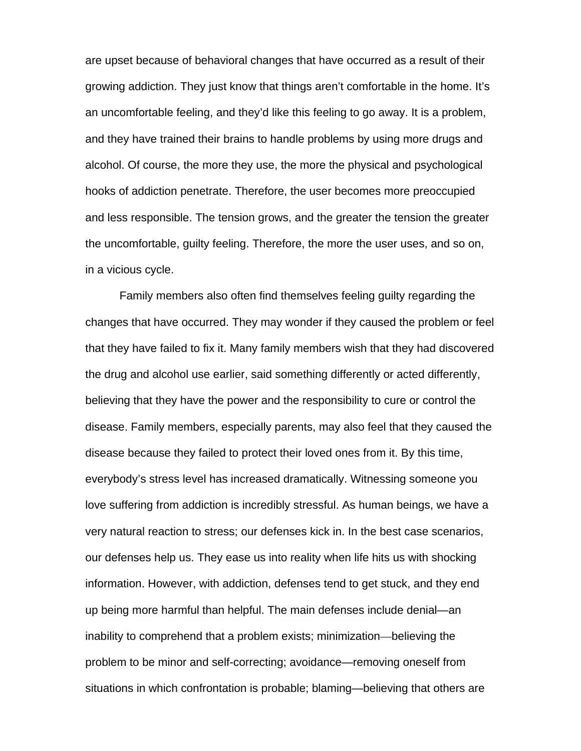are upset because of behavioral changes that have occurred as a result of their growing addiction. They just know that things aren't comfortable in the home. It's an uncomfortable feeling, and they'd like this feeling to go away. It is a problem, and they have trained their brains to handle problems by using more drugs and alcohol. Of course, the more they use, the more the physical and psychological hooks of addiction penetrate. Therefore, the user becomes more preoccupied and less responsible. The tension grows, and the greater the tension the greater the uncomfortable, guilty feeling. Therefore, the more the user uses, and so on, in a vicious cycle.

Family members also often find themselves feeling guilty regarding the changes that have occurred. They may wonder if they caused the problem or feel that they have failed to fix it. Many family members wish that they had discovered the drug and alcohol use earlier, said something differently or acted differently, believing that they have the power and the responsibility to cure or control the disease. Family members, especially parents, may also feel that they caused the disease because they failed to protect their loved ones from it. By this time, everybody's stress level has increased dramatically. Witnessing someone you love suffering from addiction is incredibly stressful. As human beings, we have a very natural reaction to stress; our defenses kick in. In the best case scenarios, our defenses help us. They ease us into reality when life hits us with shocking information. However, with addiction, defenses tend to get stuck, and they end up being more harmful than helpful. The main defenses include denial—an inability to comprehend that a problem exists; minimization—believing the problem to be minor and self-correcting; avoidance—removing oneself from situations in which confrontation is probable; blaming—believing that others are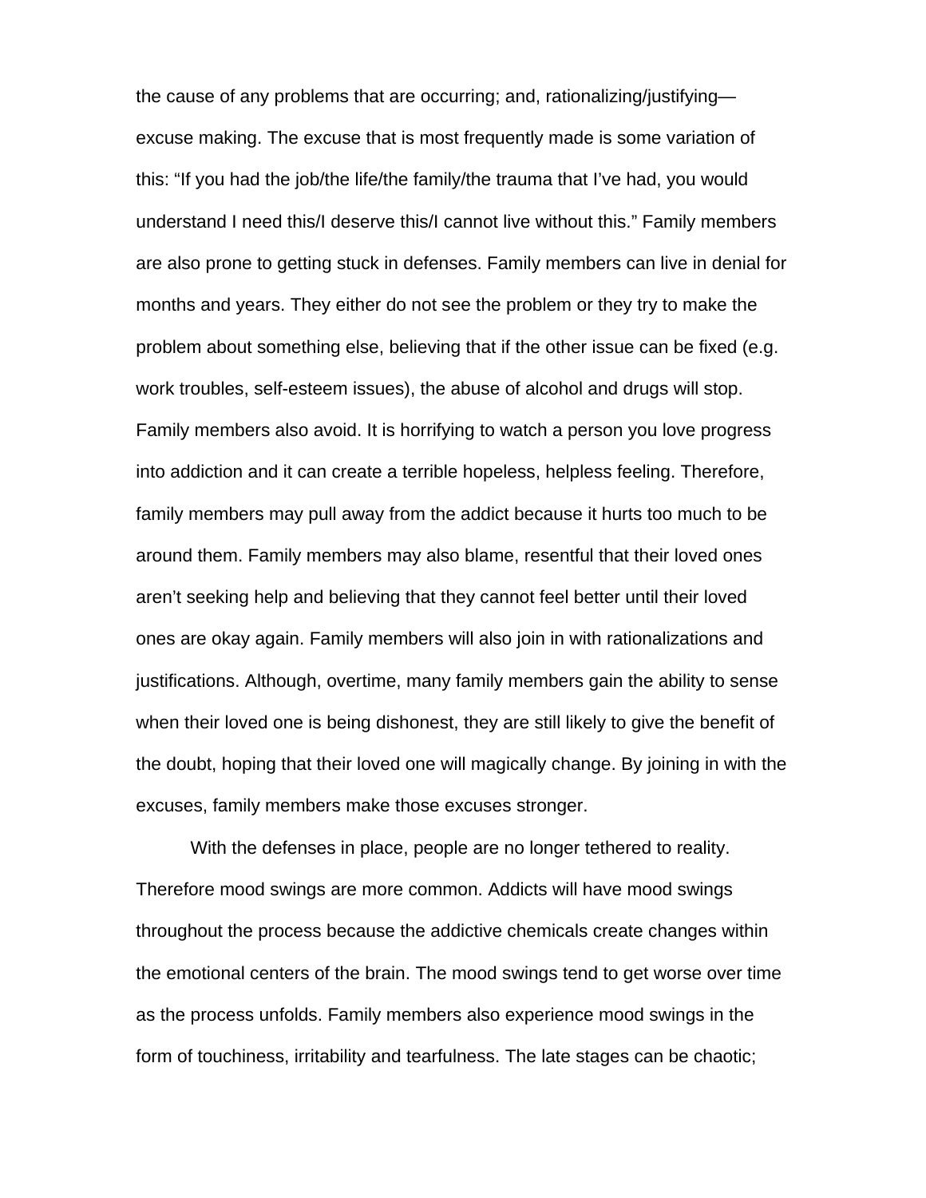the cause of any problems that are occurring; and, rationalizing/justifying—excuse making. The excuse that is most frequently made is some variation of this: "If you had the job/the life/the family/the trauma that I've had, you would understand I need this/I deserve this/I cannot live without this." Family members are also prone to getting stuck in defenses. Family members can live in denial for months and years. They either do not see the problem or they try to make the problem about something else, believing that if the other issue can be fixed (e.g. work troubles, self-esteem issues), the abuse of alcohol and drugs will stop. Family members also avoid. It is horrifying to watch a person you love progress into addiction and it can create a terrible hopeless, helpless feeling. Therefore, family members may pull away from the addict because it hurts too much to be around them. Family members may also blame, resentful that their loved ones aren't seeking help and believing that they cannot feel better until their loved ones are okay again. Family members will also join in with rationalizations and justifications. Although, overtime, many family members gain the ability to sense when their loved one is being dishonest, they are still likely to give the benefit of the doubt, hoping that their loved one will magically change. By joining in with the excuses, family members make those excuses stronger.

With the defenses in place, people are no longer tethered to reality. Therefore mood swings are more common. Addicts will have mood swings throughout the process because the addictive chemicals create changes within the emotional centers of the brain. The mood swings tend to get worse over time as the process unfolds. Family members also experience mood swings in the form of touchiness, irritability and tearfulness. The late stages can be chaotic;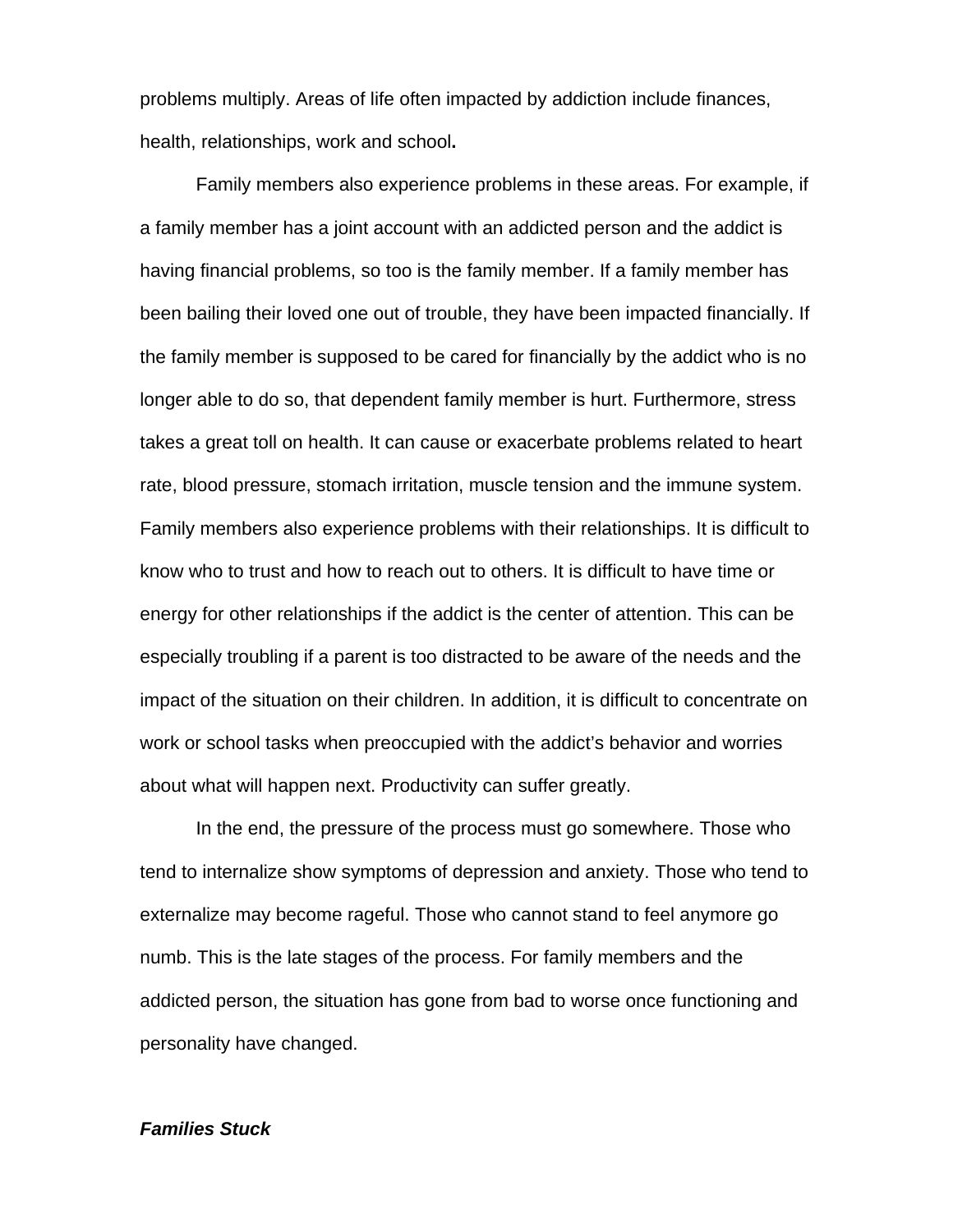problems multiply. Areas of life often impacted by addiction include finances, health, relationships, work and school**.**

Family members also experience problems in these areas. For example, if a family member has a joint account with an addicted person and the addict is having financial problems, so too is the family member. If a family member has been bailing their loved one out of trouble, they have been impacted financially. If the family member is supposed to be cared for financially by the addict who is no longer able to do so, that dependent family member is hurt. Furthermore, stress takes a great toll on health. It can cause or exacerbate problems related to heart rate, blood pressure, stomach irritation, muscle tension and the immune system. Family members also experience problems with their relationships. It is difficult to know who to trust and how to reach out to others. It is difficult to have time or energy for other relationships if the addict is the center of attention. This can be especially troubling if a parent is too distracted to be aware of the needs and the impact of the situation on their children. In addition, it is difficult to concentrate on work or school tasks when preoccupied with the addict's behavior and worries about what will happen next. Productivity can suffer greatly.

In the end, the pressure of the process must go somewhere. Those who tend to internalize show symptoms of depression and anxiety. Those who tend to externalize may become rageful. Those who cannot stand to feel anymore go numb. This is the late stages of the process. For family members and the addicted person, the situation has gone from bad to worse once functioning and personality have changed.

### ***Families Stuck***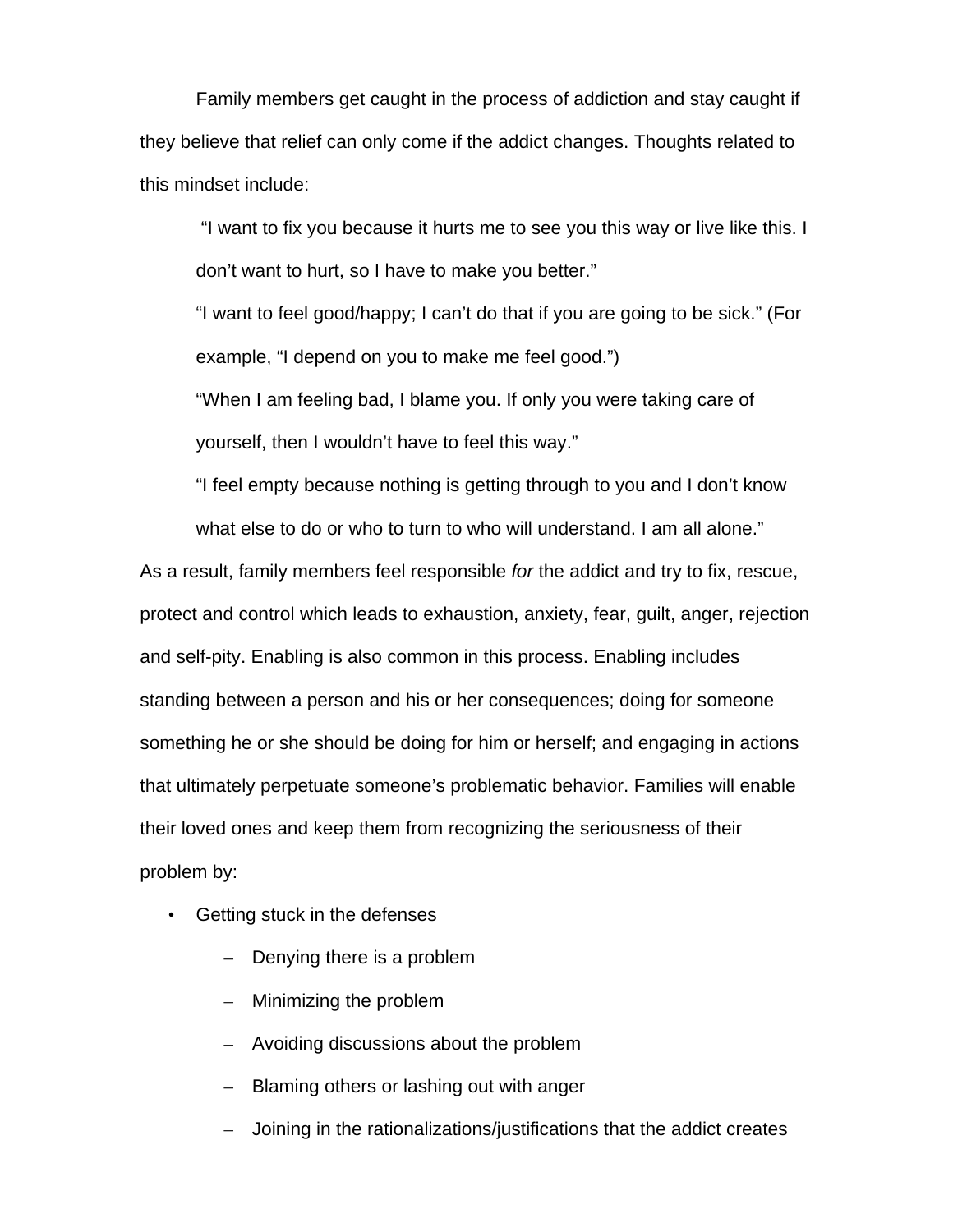Family members get caught in the process of addiction and stay caught if they believe that relief can only come if the addict changes. Thoughts related to this mindset include:

> "I want to fix you because it hurts me to see you this way or live like this. I don't want to hurt, so I have to make you better."
>
> "I want to feel good/happy; I can't do that if you are going to be sick." (For example, "I depend on you to make me feel good.")
>
> "When I am feeling bad, I blame you. If only you were taking care of yourself, then I wouldn't have to feel this way."
>
> "I feel empty because nothing is getting through to you and I don't know what else to do or who to turn to who will understand. I am all alone."

As a result, family members feel responsible *for* the addict and try to fix, rescue, protect and control which leads to exhaustion, anxiety, fear, guilt, anger, rejection and self-pity. Enabling is also common in this process. Enabling includes standing between a person and his or her consequences; doing for someone something he or she should be doing for him or herself; and engaging in actions that ultimately perpetuate someone's problematic behavior. Families will enable their loved ones and keep them from recognizing the seriousness of their problem by:

- Getting stuck in the defenses
  - Denying there is a problem
  - Minimizing the problem
  - Avoiding discussions about the problem
  - Blaming others or lashing out with anger
  - Joining in the rationalizations/justifications that the addict creates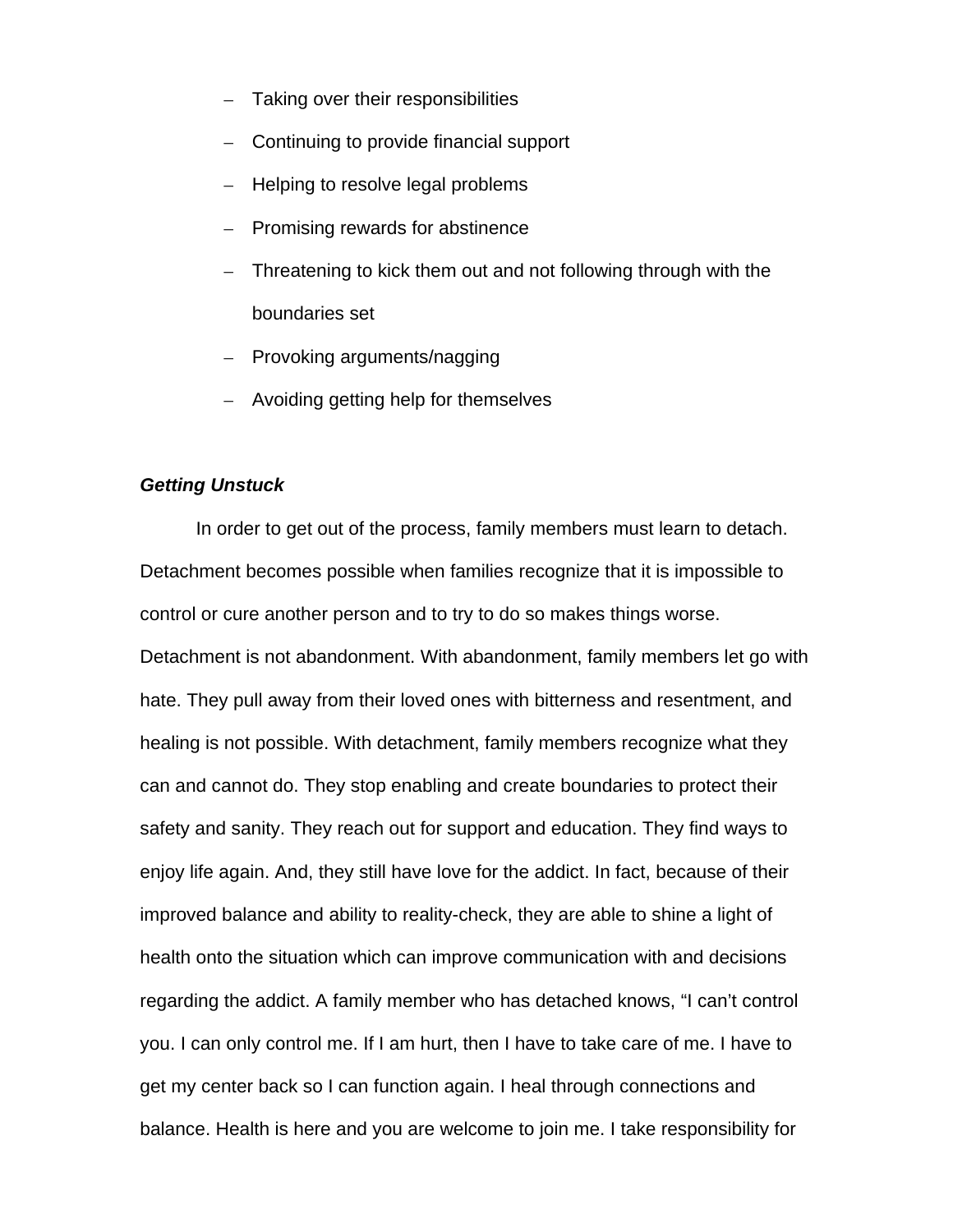- Taking over their responsibilities
- Continuing to provide financial support
- Helping to resolve legal problems
- Promising rewards for abstinence
- Threatening to kick them out and not following through with the boundaries set
- Provoking arguments/nagging
- Avoiding getting help for themselves

***Getting Unstuck***

In order to get out of the process, family members must learn to detach. Detachment becomes possible when families recognize that it is impossible to control or cure another person and to try to do so makes things worse. Detachment is not abandonment. With abandonment, family members let go with hate. They pull away from their loved ones with bitterness and resentment, and healing is not possible. With detachment, family members recognize what they can and cannot do. They stop enabling and create boundaries to protect their safety and sanity. They reach out for support and education. They find ways to enjoy life again. And, they still have love for the addict. In fact, because of their improved balance and ability to reality-check, they are able to shine a light of health onto the situation which can improve communication with and decisions regarding the addict. A family member who has detached knows, "I can't control you. I can only control me. If I am hurt, then I have to take care of me. I have to get my center back so I can function again. I heal through connections and balance. Health is here and you are welcome to join me. I take responsibility for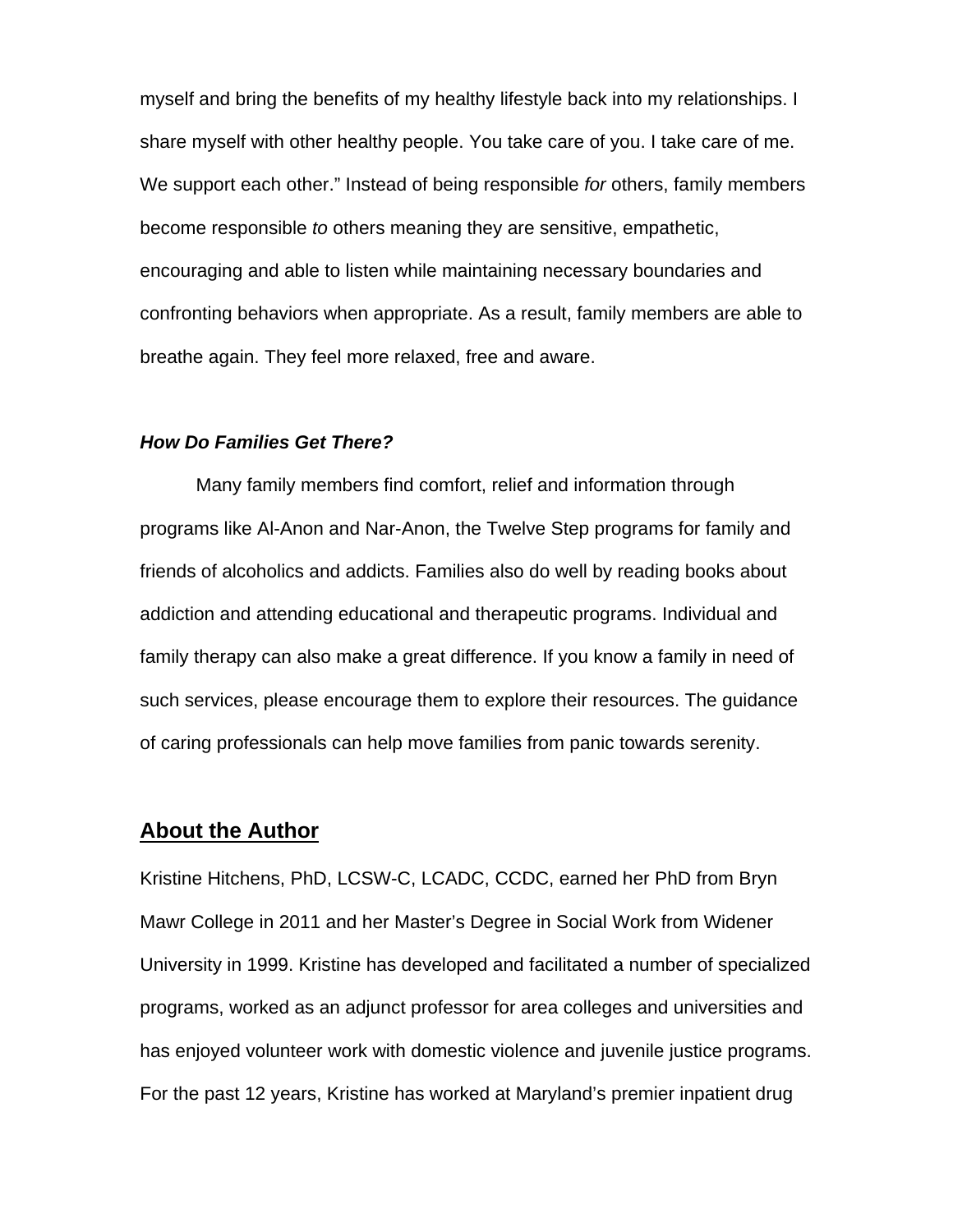myself and bring the benefits of my healthy lifestyle back into my relationships. I share myself with other healthy people. You take care of you. I take care of me. We support each other." Instead of being responsible *for* others, family members become responsible *to* others meaning they are sensitive, empathetic, encouraging and able to listen while maintaining necessary boundaries and confronting behaviors when appropriate. As a result, family members are able to breathe again. They feel more relaxed, free and aware.

### ***How Do Families Get There?***

Many family members find comfort, relief and information through programs like Al-Anon and Nar-Anon, the Twelve Step programs for family and friends of alcoholics and addicts. Families also do well by reading books about addiction and attending educational and therapeutic programs. Individual and family therapy can also make a great difference. If you know a family in need of such services, please encourage them to explore their resources. The guidance of caring professionals can help move families from panic towards serenity.

## About the Author

Kristine Hitchens, PhD, LCSW-C, LCADC, CCDC, earned her PhD from Bryn Mawr College in 2011 and her Master's Degree in Social Work from Widener University in 1999. Kristine has developed and facilitated a number of specialized programs, worked as an adjunct professor for area colleges and universities and has enjoyed volunteer work with domestic violence and juvenile justice programs. For the past 12 years, Kristine has worked at Maryland's premier inpatient drug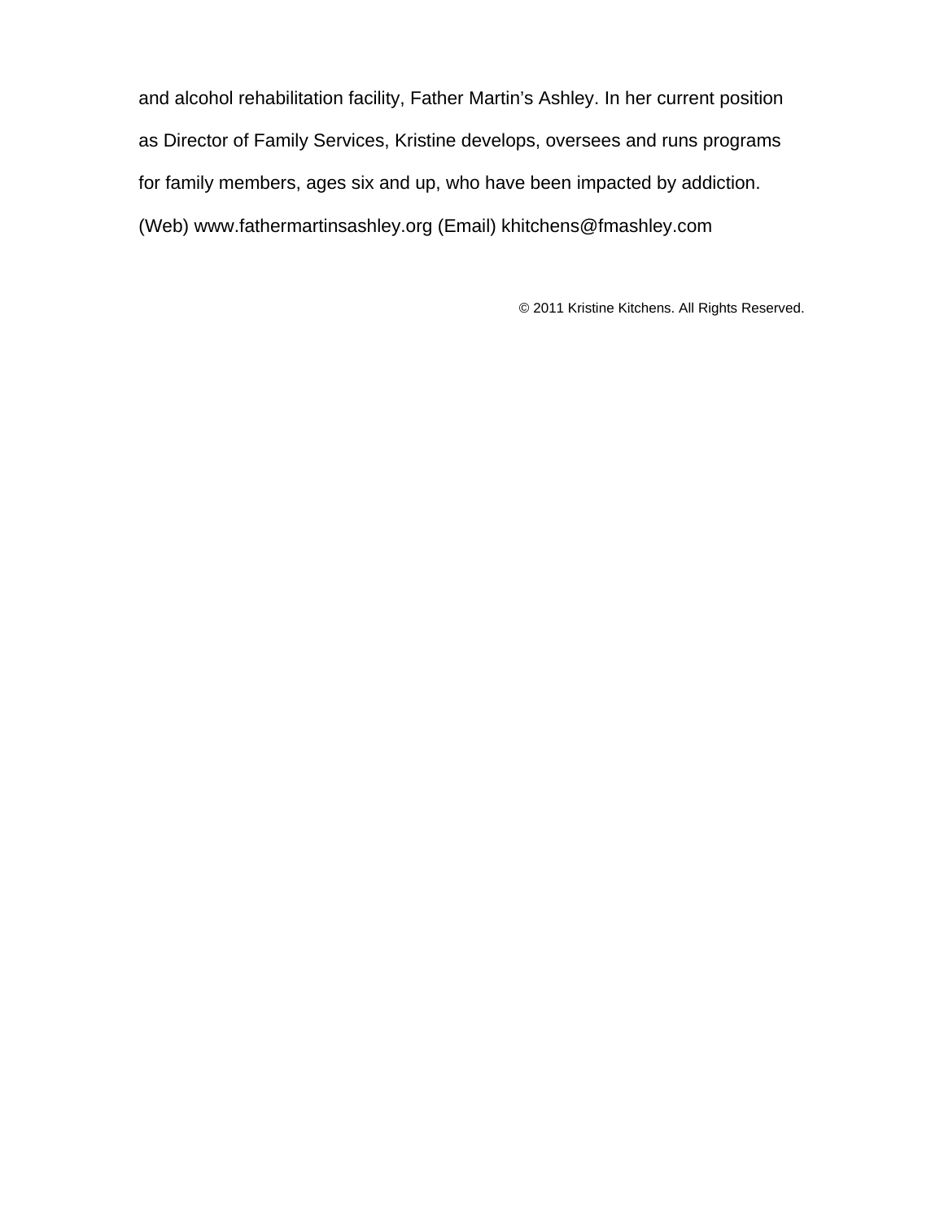and alcohol rehabilitation facility, Father Martin's Ashley. In her current position as Director of Family Services, Kristine develops, oversees and runs programs for family members, ages six and up, who have been impacted by addiction. (Web) www.fathermartinsashley.org (Email) khitchens@fmashley.com

© 2011 Kristine Kitchens. All Rights Reserved.